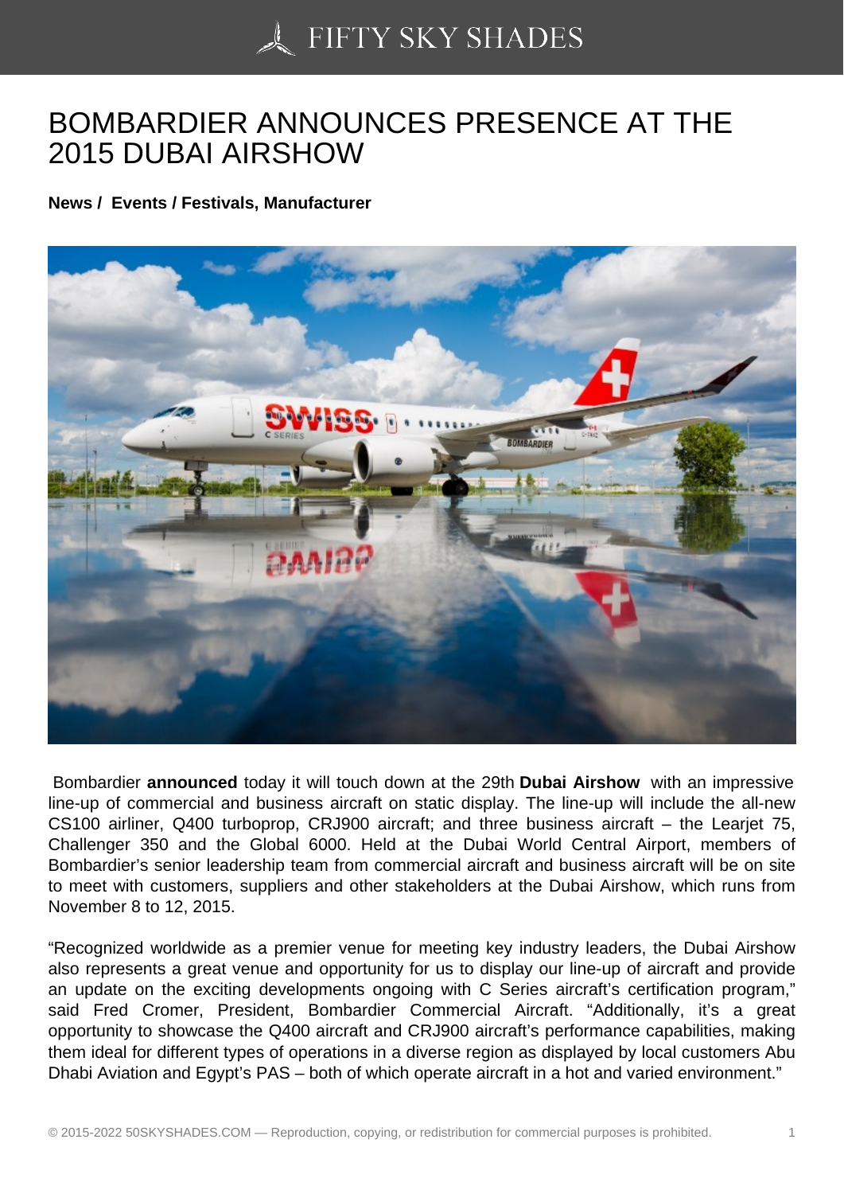# BOMBARDIER ANNOUNCES PRESENCE AT THE 2015 DUBAI AIRSHOW

**News / Events / Festivals, Manufacturer**

Bombardier **announced** today it will touch down at the 29th **Dubai Airshow** with an impressive line-up of commercial and business aircraft on static display. The line-up will include the all-new CS100 airliner, Q400 turboprop, CRJ900 aircraft; and three business aircraft – the Learjet 75, Challenger 350 and the Global 6000. Held at the Dubai World Central Airport, members of Bombardier's senior leadership team from commercial aircraft and business aircraft will be on site to meet with customers, suppliers and other stakeholders at the Dubai Airshow, which runs from November 8 to 12, 2015.

"Recognized worldwide as a premier venue for meeting key industry leaders, the Dubai Airshow also represents a great venue and opportunity for us to display our line-up of aircraft and provide an update on the exciting developments ongoing with C Series aircraft's certification program," said Fred Cromer, President, Bombardier Commercial Aircraft. "Additionally, it's a great opportunity to showcase the Q400 aircraft and CRJ900 aircraft's performance capabilities, making them ideal for different types of operations in a diverse region as displayed by local customers Abu Dhabi Aviation and Egypt's PAS – both of which operate aircraft in a hot and varied environment."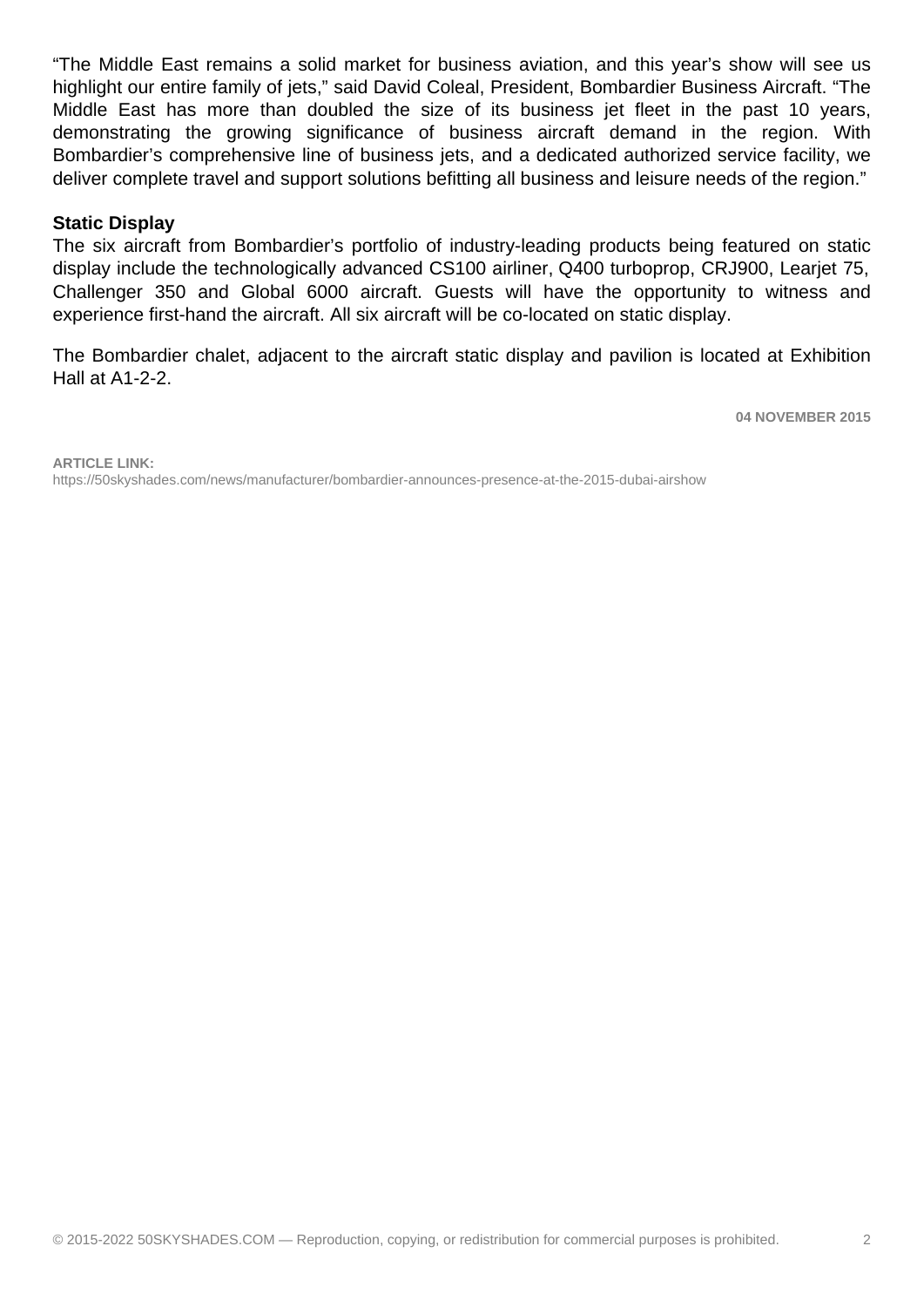“The Middle East remains a solid market for business aviation, and this year’s show will see us highlight our entire family of jets,” said David Coleal, President, Bombardier Business Aircraft. “The Middle East has more than doubled the size of its business jet fleet in the past 10 years, demonstrating the growing significance of business aircraft demand in the region. With Bombardier’s comprehensive line of business jets, and a dedicated authorized service facility, we deliver complete travel and support solutions befitting all business and leisure needs of the region.”

**Static Display**

The six aircraft from Bombardier’s portfolio of industry-leading products being featured on static display include the technologically advanced CS100 airliner, Q400 turboprop, CRJ900, Learjet 75, Challenger 350 and Global 6000 aircraft. Guests will have the opportunity to witness and experience first-hand the aircraft. All six aircraft will be co-located on static display.

The Bombardier chalet, adjacent to the aircraft static display and pavilion is located at Exhibition Hall at A1-2-2.

**04 NOVEMBER 2015**

**ARTICLE LINK:**
https://50skyshades.com/news/manufacturer/bombardier-announces-presence-at-the-2015-dubai-airshow

© 2015-2022 50SKYSHADES.COM — Reproduction, copying, or redistribution for commercial purposes is prohibited.